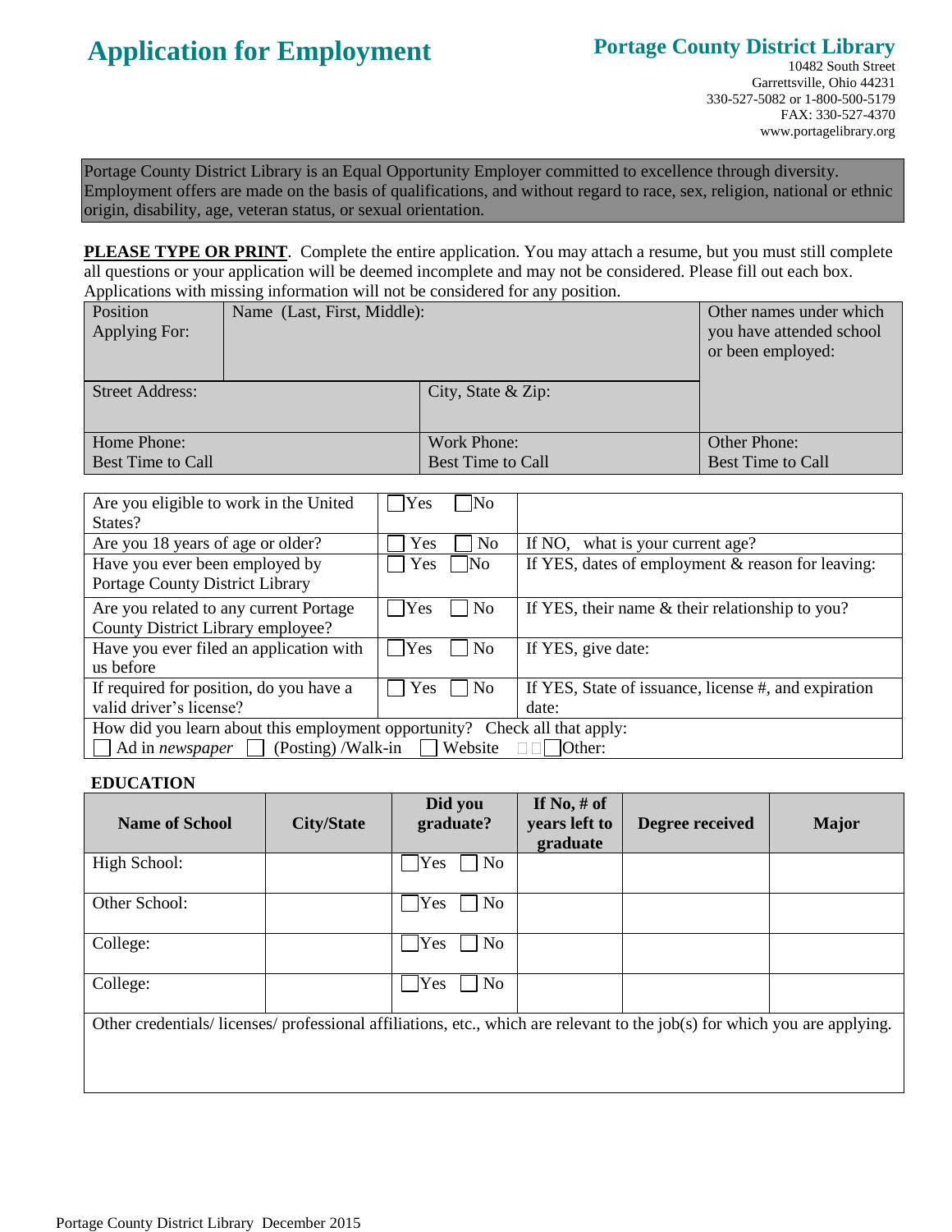# Application for Employment

## Portage County District Library

10482 South Street
Garrettsville, Ohio 44231
330-527-5082 or 1-800-500-5179
FAX: 330-527-4370
www.portagelibrary.org

Portage County District Library is an Equal Opportunity Employer committed to excellence through diversity. Employment offers are made on the basis of qualifications, and without regard to race, sex, religion, national or ethnic origin, disability, age, veteran status, or sexual orientation.

**PLEASE TYPE OR PRINT**. Complete the entire application. You may attach a resume, but you must still complete all questions or your application will be deemed incomplete and may not be considered. Please fill out each box. Applications with missing information will not be considered for any position.

| Position Applying For: | Name (Last, First, Middle): | | Other names under which you have attended school or been employed: |
|---|---|---|---|
| Street Address: | | City, State & Zip: | |
| Home Phone: Best Time to Call | | Work Phone: Best Time to Call | Other Phone: Best Time to Call |

| | | |
|---|---|---|
| Are you eligible to work in the United States? | ☐ Yes ☐ No | |
| Are you 18 years of age or older? | ☐ Yes ☐ No | If NO, what is your current age? |
| Have you ever been employed by Portage County District Library | ☐ Yes ☐ No | If YES, dates of employment & reason for leaving: |
| Are you related to any current Portage County District Library employee? | ☐ Yes ☐ No | If YES, their name & their relationship to you? |
| Have you ever filed an application with us before | ☐ Yes ☐ No | If YES, give date: |
| If required for position, do you have a valid driver's license? | ☐ Yes ☐ No | If YES, State of issuance, license #, and expiration date: |
| How did you learn about this employment opportunity? Check all that apply: ☐ Ad in *newspaper* ☐ (Posting) /Walk-in ☐ Website ☐ Other: | | |

**EDUCATION**

| Name of School | City/State | Did you graduate? | If No, # of years left to graduate | Degree received | Major |
|---|---|---|---|---|---|
| High School: | | ☐ Yes ☐ No | | | |
| Other School: | | ☐ Yes ☐ No | | | |
| College: | | ☐ Yes ☐ No | | | |
| College: | | ☐ Yes ☐ No | | | |
| Other credentials/ licenses/ professional affiliations, etc., which are relevant to the job(s) for which you are applying. | | | | | |

Portage County District Library December 2015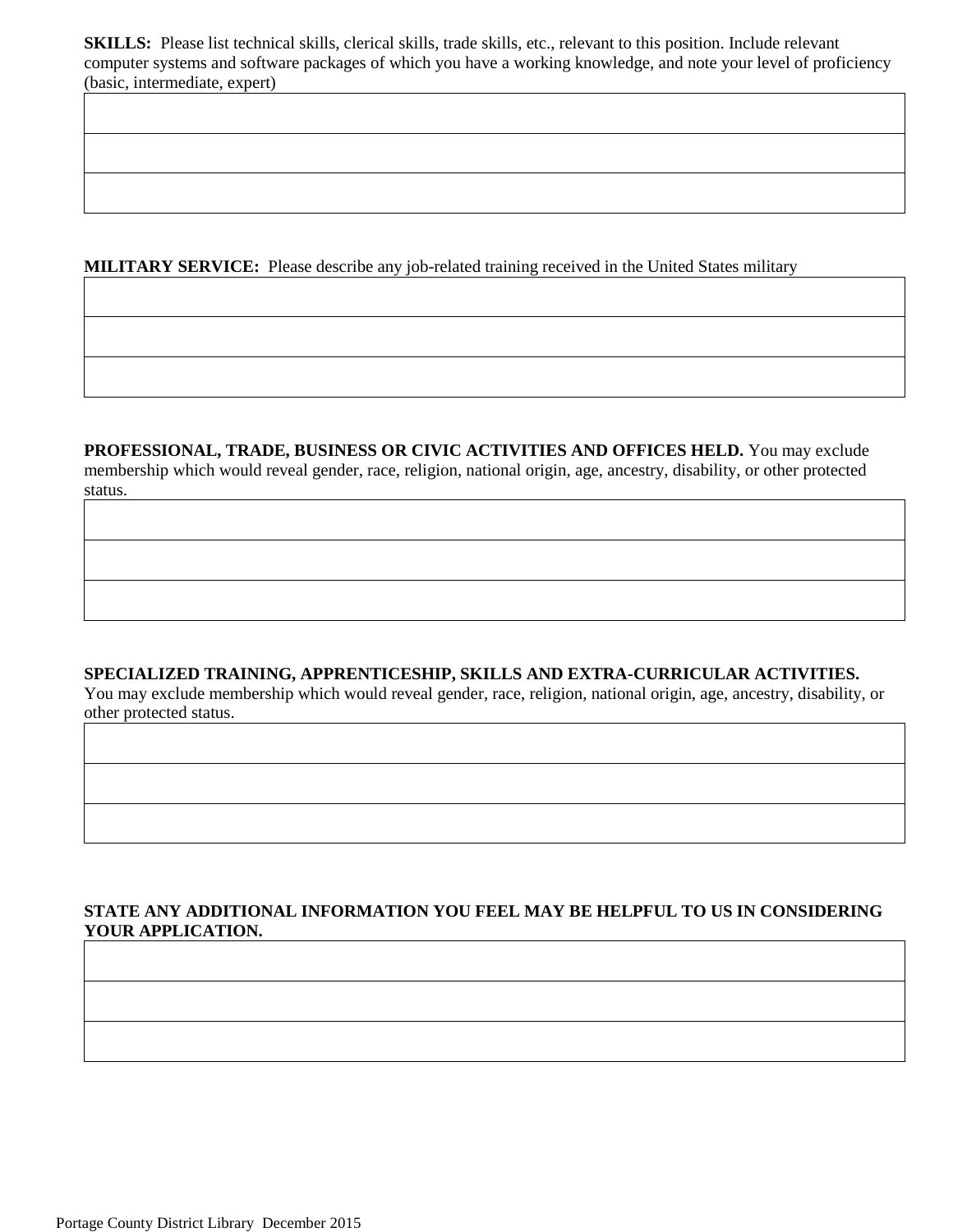**SKILLS:** Please list technical skills, clerical skills, trade skills, etc., relevant to this position. Include relevant computer systems and software packages of which you have a working knowledge, and note your level of proficiency (basic, intermediate, expert)

| |
|---|
| |
| |
| |

**MILITARY SERVICE:** Please describe any job-related training received in the United States military

| |
|---|
| |
| |
| |

**PROFESSIONAL, TRADE, BUSINESS OR CIVIC ACTIVITIES AND OFFICES HELD.** You may exclude membership which would reveal gender, race, religion, national origin, age, ancestry, disability, or other protected status.

| |
|---|
| |
| |
| |

**SPECIALIZED TRAINING, APPRENTICESHIP, SKILLS AND EXTRA-CURRICULAR ACTIVITIES.** You may exclude membership which would reveal gender, race, religion, national origin, age, ancestry, disability, or other protected status.

| |
|---|
| |
| |
| |

**STATE ANY ADDITIONAL INFORMATION YOU FEEL MAY BE HELPFUL TO US IN CONSIDERING YOUR APPLICATION.**

| |
|---|
| |
| |
| |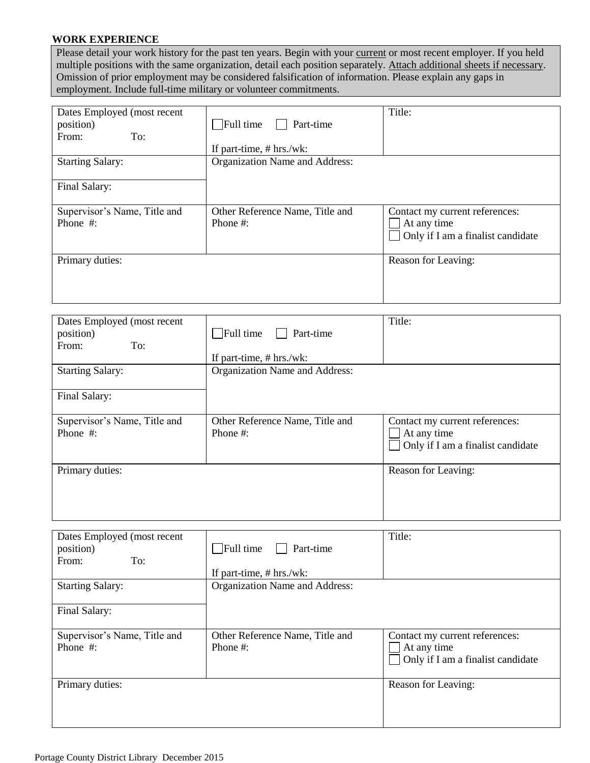**WORK EXPERIENCE**

Please detail your work history for the past ten years. Begin with your current or most recent employer. If you held multiple positions with the same organization, detail each position separately. Attach additional sheets if necessary. Omission of prior employment may be considered falsification of information. Please explain any gaps in employment. Include full-time military or volunteer commitments.

| Dates Employed (most recent position)<br>From: To: | ☐ Full time ☐ Part-time<br><br>If part-time, # hrs./wk: | Title: |
|---|---|---|
| Starting Salary: | Organization Name and Address: | |
| Final Salary: | | |
| Supervisor's Name, Title and Phone #: | Other Reference Name, Title and Phone #: | Contact my current references:<br>☐ At any time<br>☐ Only if I am a finalist candidate |
| Primary duties: | | Reason for Leaving: |

| Dates Employed (most recent position)<br>From: To: | ☐ Full time ☐ Part-time<br><br>If part-time, # hrs./wk: | Title: |
|---|---|---|
| Starting Salary: | Organization Name and Address: | |
| Final Salary: | | |
| Supervisor's Name, Title and Phone #: | Other Reference Name, Title and Phone #: | Contact my current references:<br>☐ At any time<br>☐ Only if I am a finalist candidate |
| Primary duties: | | Reason for Leaving: |

| Dates Employed (most recent position)<br>From: To: | ☐ Full time ☐ Part-time<br><br>If part-time, # hrs./wk: | Title: |
|---|---|---|
| Starting Salary: | Organization Name and Address: | |
| Final Salary: | | |
| Supervisor's Name, Title and Phone #: | Other Reference Name, Title and Phone #: | Contact my current references:<br>☐ At any time<br>☐ Only if I am a finalist candidate |
| Primary duties: | | Reason for Leaving: |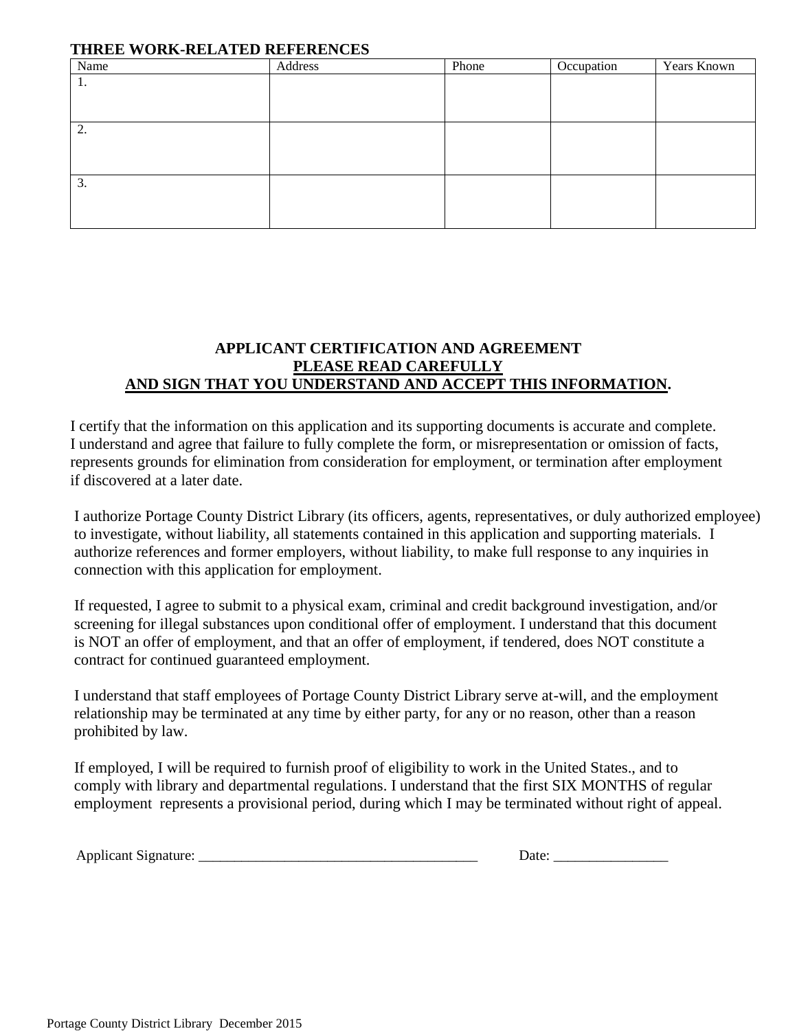### THREE WORK-RELATED REFERENCES

| Name | Address | Phone | Occupation | Years Known |
|---|---|---|---|---|
| 1. | | | | |
| 2. | | | | |
| 3. | | | | |

## APPLICANT CERTIFICATION AND AGREEMENT

**PLEASE READ CAREFULLY**

**AND SIGN THAT YOU UNDERSTAND AND ACCEPT THIS INFORMATION.**

I certify that the information on this application and its supporting documents is accurate and complete. I understand and agree that failure to fully complete the form, or misrepresentation or omission of facts, represents grounds for elimination from consideration for employment, or termination after employment if discovered at a later date.

I authorize Portage County District Library (its officers, agents, representatives, or duly authorized employee) to investigate, without liability, all statements contained in this application and supporting materials. I authorize references and former employers, without liability, to make full response to any inquiries in connection with this application for employment.

If requested, I agree to submit to a physical exam, criminal and credit background investigation, and/or screening for illegal substances upon conditional offer of employment. I understand that this document is NOT an offer of employment, and that an offer of employment, if tendered, does NOT constitute a contract for continued guaranteed employment.

I understand that staff employees of Portage County District Library serve at-will, and the employment relationship may be terminated at any time by either party, for any or no reason, other than a reason prohibited by law.

If employed, I will be required to furnish proof of eligibility to work in the United States., and to comply with library and departmental regulations. I understand that the first SIX MONTHS of regular employment represents a provisional period, during which I may be terminated without right of appeal.

Applicant Signature: _______________________________________ Date: ________________

Portage County District Library December 2015